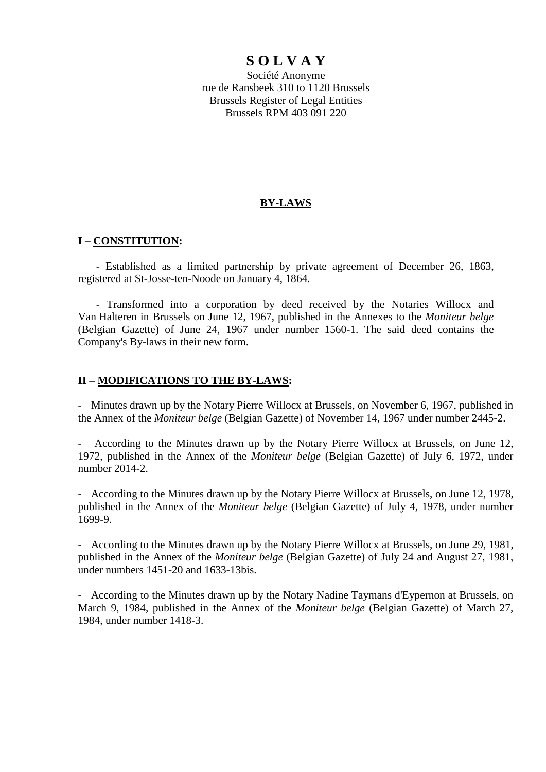# S O L V A Y

Société Anonyme
rue de Ransbeek 310 to 1120 Brussels
Brussels Register of Legal Entities
Brussels RPM 403 091 220

---

## BY-LAWS

### I – CONSTITUTION:

- Established as a limited partnership by private agreement of December 26, 1863, registered at St-Josse-ten-Noode on January 4, 1864.

- Transformed into a corporation by deed received by the Notaries Willocx and Van Halteren in Brussels on June 12, 1967, published in the Annexes to the *Moniteur belge* (Belgian Gazette) of June 24, 1967 under number 1560-1. The said deed contains the Company's By-laws in their new form.

### II – MODIFICATIONS TO THE BY-LAWS:

- Minutes drawn up by the Notary Pierre Willocx at Brussels, on November 6, 1967, published in the Annex of the *Moniteur belge* (Belgian Gazette) of November 14, 1967 under number 2445-2.

- According to the Minutes drawn up by the Notary Pierre Willocx at Brussels, on June 12, 1972, published in the Annex of the *Moniteur belge* (Belgian Gazette) of July 6, 1972, under number 2014-2.

- According to the Minutes drawn up by the Notary Pierre Willocx at Brussels, on June 12, 1978, published in the Annex of the *Moniteur belge* (Belgian Gazette) of July 4, 1978, under number 1699-9.

- According to the Minutes drawn up by the Notary Pierre Willocx at Brussels, on June 29, 1981, published in the Annex of the *Moniteur belge* (Belgian Gazette) of July 24 and August 27, 1981, under numbers 1451-20 and 1633-13bis.

- According to the Minutes drawn up by the Notary Nadine Taymans d'Eypernon at Brussels, on March 9, 1984, published in the Annex of the *Moniteur belge* (Belgian Gazette) of March 27, 1984, under number 1418-3.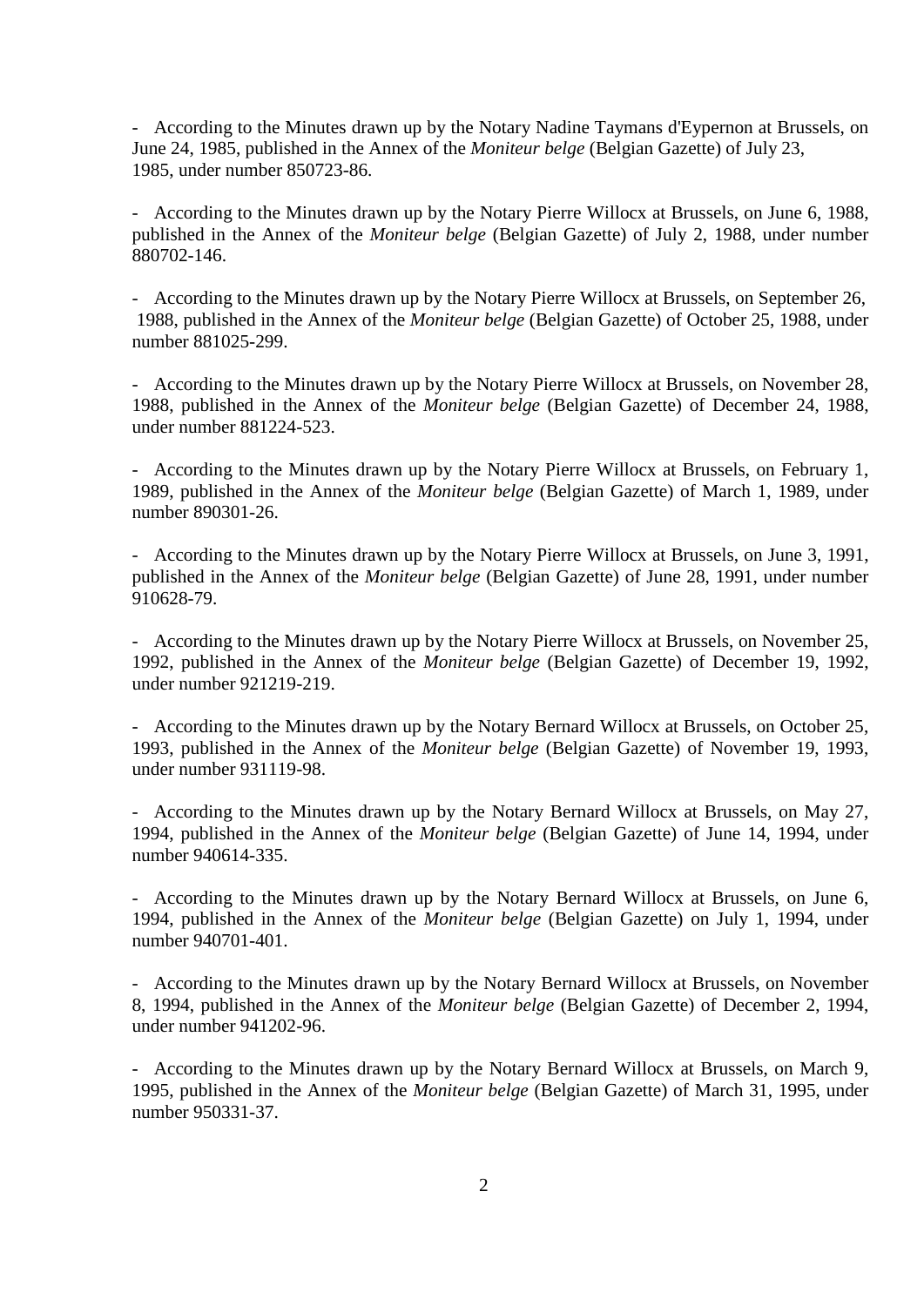- According to the Minutes drawn up by the Notary Nadine Taymans d'Eypernon at Brussels, on June 24, 1985, published in the Annex of the *Moniteur belge* (Belgian Gazette) of July 23, 1985, under number 850723-86.

- According to the Minutes drawn up by the Notary Pierre Willocx at Brussels, on June 6, 1988, published in the Annex of the *Moniteur belge* (Belgian Gazette) of July 2, 1988, under number 880702-146.

- According to the Minutes drawn up by the Notary Pierre Willocx at Brussels, on September 26, 1988, published in the Annex of the *Moniteur belge* (Belgian Gazette) of October 25, 1988, under number 881025-299.

- According to the Minutes drawn up by the Notary Pierre Willocx at Brussels, on November 28, 1988, published in the Annex of the *Moniteur belge* (Belgian Gazette) of December 24, 1988, under number 881224-523.

- According to the Minutes drawn up by the Notary Pierre Willocx at Brussels, on February 1, 1989, published in the Annex of the *Moniteur belge* (Belgian Gazette) of March 1, 1989, under number 890301-26.

- According to the Minutes drawn up by the Notary Pierre Willocx at Brussels, on June 3, 1991, published in the Annex of the *Moniteur belge* (Belgian Gazette) of June 28, 1991, under number 910628-79.

- According to the Minutes drawn up by the Notary Pierre Willocx at Brussels, on November 25, 1992, published in the Annex of the *Moniteur belge* (Belgian Gazette) of December 19, 1992, under number 921219-219.

- According to the Minutes drawn up by the Notary Bernard Willocx at Brussels, on October 25, 1993, published in the Annex of the *Moniteur belge* (Belgian Gazette) of November 19, 1993, under number 931119-98.

- According to the Minutes drawn up by the Notary Bernard Willocx at Brussels, on May 27, 1994, published in the Annex of the *Moniteur belge* (Belgian Gazette) of June 14, 1994, under number 940614-335.

- According to the Minutes drawn up by the Notary Bernard Willocx at Brussels, on June 6, 1994, published in the Annex of the *Moniteur belge* (Belgian Gazette) on July 1, 1994, under number 940701-401.

- According to the Minutes drawn up by the Notary Bernard Willocx at Brussels, on November 8, 1994, published in the Annex of the *Moniteur belge* (Belgian Gazette) of December 2, 1994, under number 941202-96.

- According to the Minutes drawn up by the Notary Bernard Willocx at Brussels, on March 9, 1995, published in the Annex of the *Moniteur belge* (Belgian Gazette) of March 31, 1995, under number 950331-37.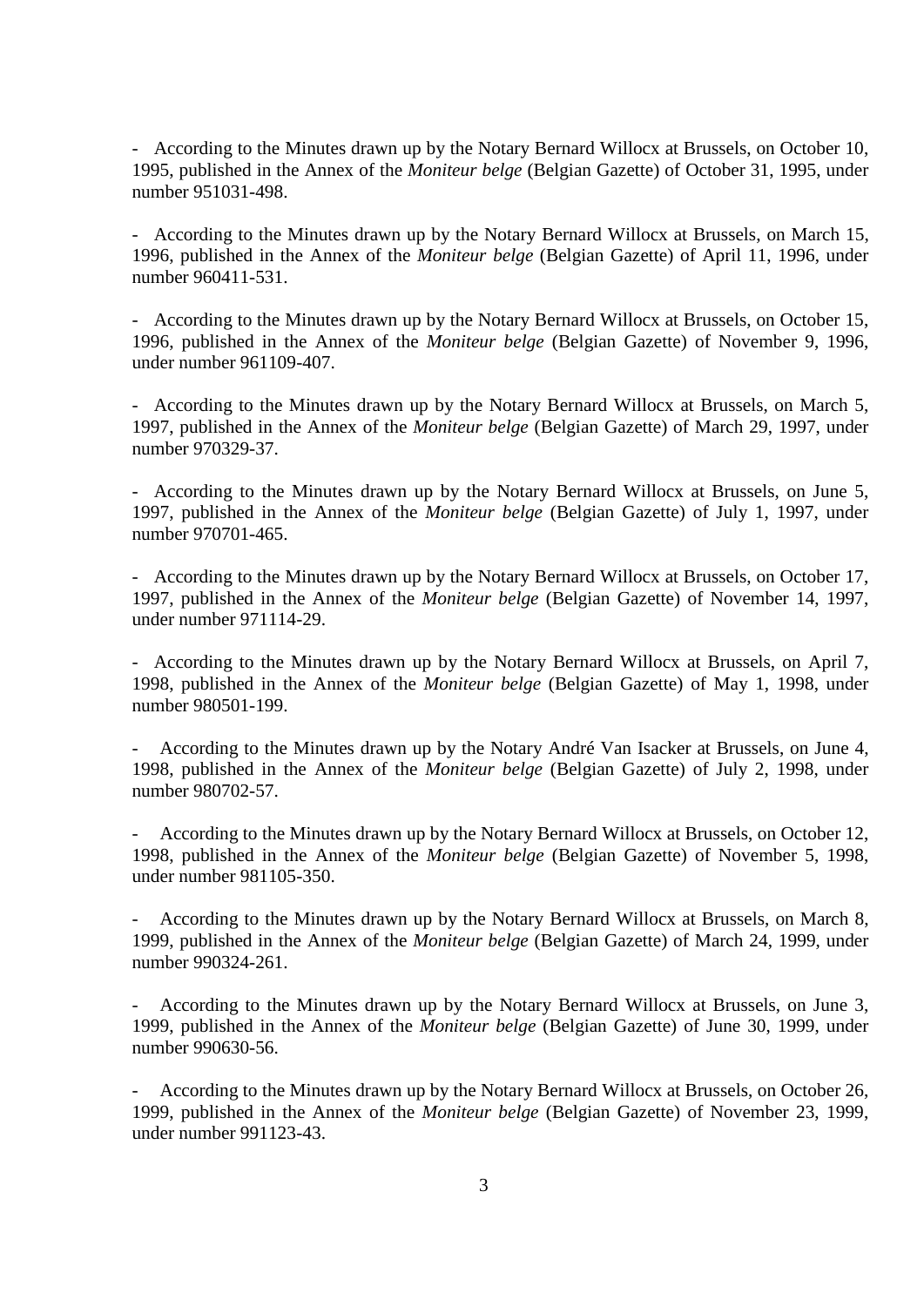- According to the Minutes drawn up by the Notary Bernard Willocx at Brussels, on October 10, 1995, published in the Annex of the *Moniteur belge* (Belgian Gazette) of October 31, 1995, under number 951031-498.

- According to the Minutes drawn up by the Notary Bernard Willocx at Brussels, on March 15, 1996, published in the Annex of the *Moniteur belge* (Belgian Gazette) of April 11, 1996, under number 960411-531.

- According to the Minutes drawn up by the Notary Bernard Willocx at Brussels, on October 15, 1996, published in the Annex of the *Moniteur belge* (Belgian Gazette) of November 9, 1996, under number 961109-407.

- According to the Minutes drawn up by the Notary Bernard Willocx at Brussels, on March 5, 1997, published in the Annex of the *Moniteur belge* (Belgian Gazette) of March 29, 1997, under number 970329-37.

- According to the Minutes drawn up by the Notary Bernard Willocx at Brussels, on June 5, 1997, published in the Annex of the *Moniteur belge* (Belgian Gazette) of July 1, 1997, under number 970701-465.

- According to the Minutes drawn up by the Notary Bernard Willocx at Brussels, on October 17, 1997, published in the Annex of the *Moniteur belge* (Belgian Gazette) of November 14, 1997, under number 971114-29.

- According to the Minutes drawn up by the Notary Bernard Willocx at Brussels, on April 7, 1998, published in the Annex of the *Moniteur belge* (Belgian Gazette) of May 1, 1998, under number 980501-199.

- According to the Minutes drawn up by the Notary André Van Isacker at Brussels, on June 4, 1998, published in the Annex of the *Moniteur belge* (Belgian Gazette) of July 2, 1998, under number 980702-57.

- According to the Minutes drawn up by the Notary Bernard Willocx at Brussels, on October 12, 1998, published in the Annex of the *Moniteur belge* (Belgian Gazette) of November 5, 1998, under number 981105-350.

- According to the Minutes drawn up by the Notary Bernard Willocx at Brussels, on March 8, 1999, published in the Annex of the *Moniteur belge* (Belgian Gazette) of March 24, 1999, under number 990324-261.

- According to the Minutes drawn up by the Notary Bernard Willocx at Brussels, on June 3, 1999, published in the Annex of the *Moniteur belge* (Belgian Gazette) of June 30, 1999, under number 990630-56.

- According to the Minutes drawn up by the Notary Bernard Willocx at Brussels, on October 26, 1999, published in the Annex of the *Moniteur belge* (Belgian Gazette) of November 23, 1999, under number 991123-43.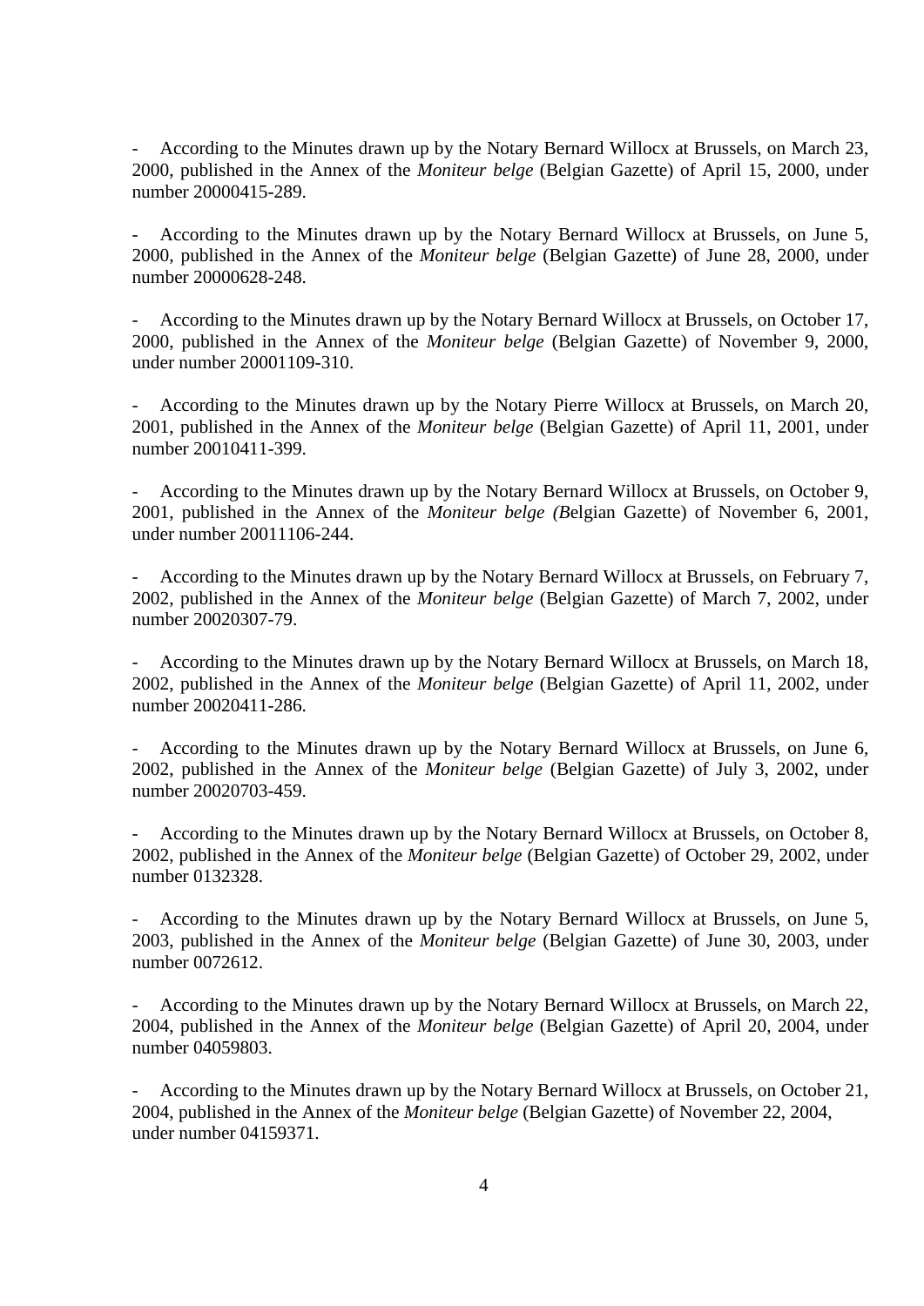- According to the Minutes drawn up by the Notary Bernard Willocx at Brussels, on March 23, 2000, published in the Annex of the *Moniteur belge* (Belgian Gazette) of April 15, 2000, under number 20000415-289.

- According to the Minutes drawn up by the Notary Bernard Willocx at Brussels, on June 5, 2000, published in the Annex of the *Moniteur belge* (Belgian Gazette) of June 28, 2000, under number 20000628-248.

- According to the Minutes drawn up by the Notary Bernard Willocx at Brussels, on October 17, 2000, published in the Annex of the *Moniteur belge* (Belgian Gazette) of November 9, 2000, under number 20001109-310.

- According to the Minutes drawn up by the Notary Pierre Willocx at Brussels, on March 20, 2001, published in the Annex of the *Moniteur belge* (Belgian Gazette) of April 11, 2001, under number 20010411-399.

- According to the Minutes drawn up by the Notary Bernard Willocx at Brussels, on October 9, 2001, published in the Annex of the *Moniteur belge (B*elgian Gazette) of November 6, 2001, under number 20011106-244.

- According to the Minutes drawn up by the Notary Bernard Willocx at Brussels, on February 7, 2002, published in the Annex of the *Moniteur belge* (Belgian Gazette) of March 7, 2002, under number 20020307-79.

- According to the Minutes drawn up by the Notary Bernard Willocx at Brussels, on March 18, 2002, published in the Annex of the *Moniteur belge* (Belgian Gazette) of April 11, 2002, under number 20020411-286.

- According to the Minutes drawn up by the Notary Bernard Willocx at Brussels, on June 6, 2002, published in the Annex of the *Moniteur belge* (Belgian Gazette) of July 3, 2002, under number 20020703-459.

- According to the Minutes drawn up by the Notary Bernard Willocx at Brussels, on October 8, 2002, published in the Annex of the *Moniteur belge* (Belgian Gazette) of October 29, 2002, under number 0132328.

- According to the Minutes drawn up by the Notary Bernard Willocx at Brussels, on June 5, 2003, published in the Annex of the *Moniteur belge* (Belgian Gazette) of June 30, 2003, under number 0072612.

- According to the Minutes drawn up by the Notary Bernard Willocx at Brussels, on March 22, 2004, published in the Annex of the *Moniteur belge* (Belgian Gazette) of April 20, 2004, under number 04059803.

- According to the Minutes drawn up by the Notary Bernard Willocx at Brussels, on October 21, 2004, published in the Annex of the *Moniteur belge* (Belgian Gazette) of November 22, 2004, under number 04159371.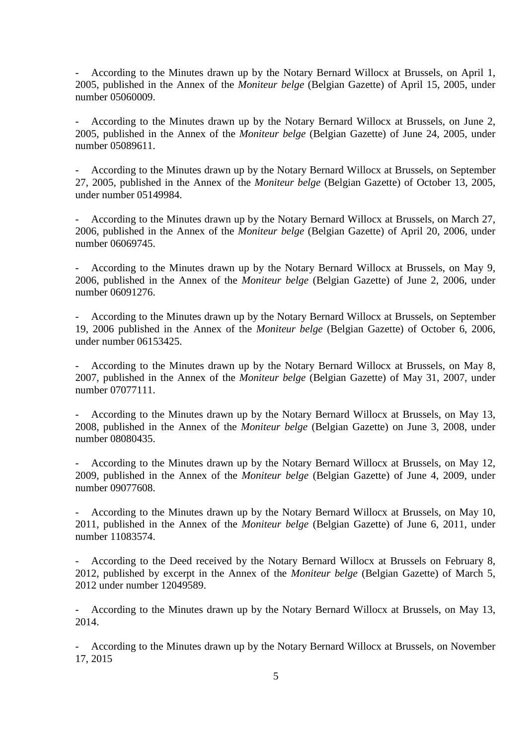- According to the Minutes drawn up by the Notary Bernard Willocx at Brussels, on April 1, 2005, published in the Annex of the *Moniteur belge* (Belgian Gazette) of April 15, 2005, under number 05060009.

- According to the Minutes drawn up by the Notary Bernard Willocx at Brussels, on June 2, 2005, published in the Annex of the *Moniteur belge* (Belgian Gazette) of June 24, 2005, under number 05089611.

- According to the Minutes drawn up by the Notary Bernard Willocx at Brussels, on September 27, 2005, published in the Annex of the *Moniteur belge* (Belgian Gazette) of October 13, 2005, under number 05149984.

- According to the Minutes drawn up by the Notary Bernard Willocx at Brussels, on March 27, 2006, published in the Annex of the *Moniteur belge* (Belgian Gazette) of April 20, 2006, under number 06069745.

- According to the Minutes drawn up by the Notary Bernard Willocx at Brussels, on May 9, 2006, published in the Annex of the *Moniteur belge* (Belgian Gazette) of June 2, 2006, under number 06091276.

- According to the Minutes drawn up by the Notary Bernard Willocx at Brussels, on September 19, 2006 published in the Annex of the *Moniteur belge* (Belgian Gazette) of October 6, 2006, under number 06153425.

- According to the Minutes drawn up by the Notary Bernard Willocx at Brussels, on May 8, 2007, published in the Annex of the *Moniteur belge* (Belgian Gazette) of May 31, 2007, under number 07077111.

- According to the Minutes drawn up by the Notary Bernard Willocx at Brussels, on May 13, 2008, published in the Annex of the *Moniteur belge* (Belgian Gazette) on June 3, 2008, under number 08080435.

- According to the Minutes drawn up by the Notary Bernard Willocx at Brussels, on May 12, 2009, published in the Annex of the *Moniteur belge* (Belgian Gazette) of June 4, 2009, under number 09077608.

- According to the Minutes drawn up by the Notary Bernard Willocx at Brussels, on May 10, 2011, published in the Annex of the *Moniteur belge* (Belgian Gazette) of June 6, 2011, under number 11083574.

- According to the Deed received by the Notary Bernard Willocx at Brussels on February 8, 2012, published by excerpt in the Annex of the *Moniteur belge* (Belgian Gazette) of March 5, 2012 under number 12049589.

- According to the Minutes drawn up by the Notary Bernard Willocx at Brussels, on May 13, 2014.

- According to the Minutes drawn up by the Notary Bernard Willocx at Brussels, on November 17, 2015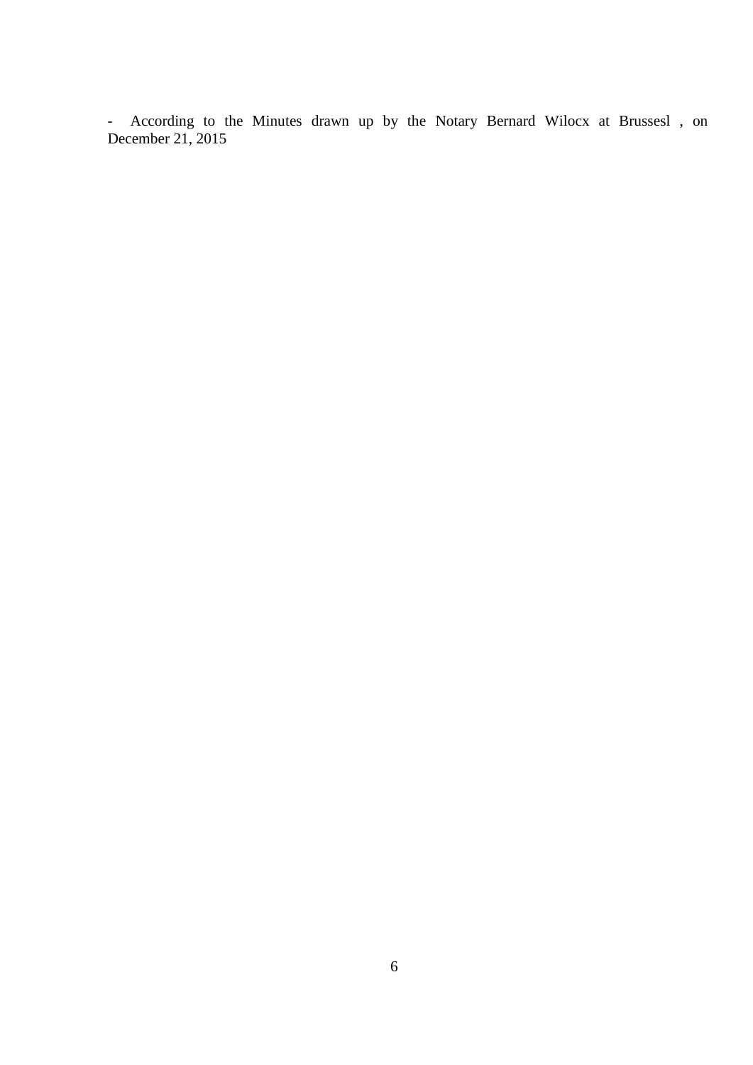- According to the Minutes drawn up by the Notary Bernard Wilocx at Brussesl , on December 21, 2015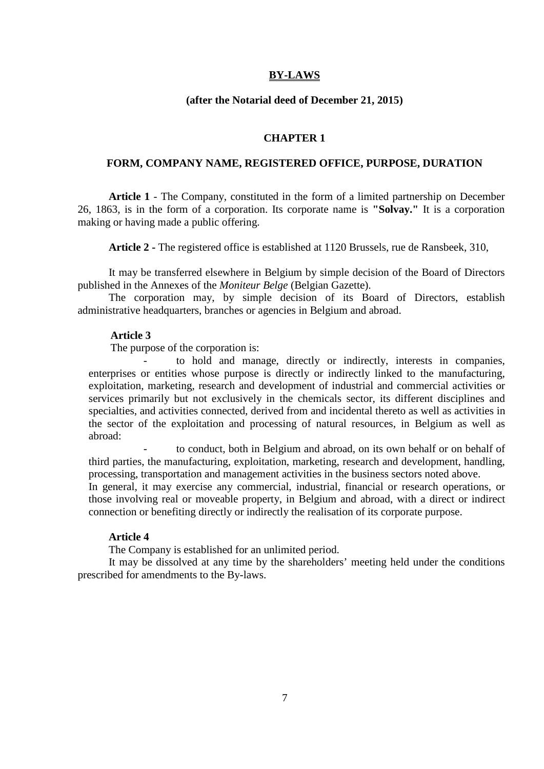# BY-LAWS

**(after the Notarial deed of December 21, 2015)**

## CHAPTER 1

## FORM, COMPANY NAME, REGISTERED OFFICE, PURPOSE, DURATION

**Article 1** - The Company, constituted in the form of a limited partnership on December 26, 1863, is in the form of a corporation. Its corporate name is **"Solvay."** It is a corporation making or having made a public offering.

**Article 2 -** The registered office is established at 1120 Brussels, rue de Ransbeek, 310,

It may be transferred elsewhere in Belgium by simple decision of the Board of Directors published in the Annexes of the *Moniteur Belge* (Belgian Gazette).

The corporation may, by simple decision of its Board of Directors, establish administrative headquarters, branches or agencies in Belgium and abroad.

**Article 3**

The purpose of the corporation is:

- to hold and manage, directly or indirectly, interests in companies, enterprises or entities whose purpose is directly or indirectly linked to the manufacturing, exploitation, marketing, research and development of industrial and commercial activities or services primarily but not exclusively in the chemicals sector, its different disciplines and specialties, and activities connected, derived from and incidental thereto as well as activities in the sector of the exploitation and processing of natural resources, in Belgium as well as abroad:
- to conduct, both in Belgium and abroad, on its own behalf or on behalf of third parties, the manufacturing, exploitation, marketing, research and development, handling, processing, transportation and management activities in the business sectors noted above.

In general, it may exercise any commercial, industrial, financial or research operations, or those involving real or moveable property, in Belgium and abroad, with a direct or indirect connection or benefiting directly or indirectly the realisation of its corporate purpose.

**Article 4**

The Company is established for an unlimited period.

It may be dissolved at any time by the shareholders' meeting held under the conditions prescribed for amendments to the By-laws.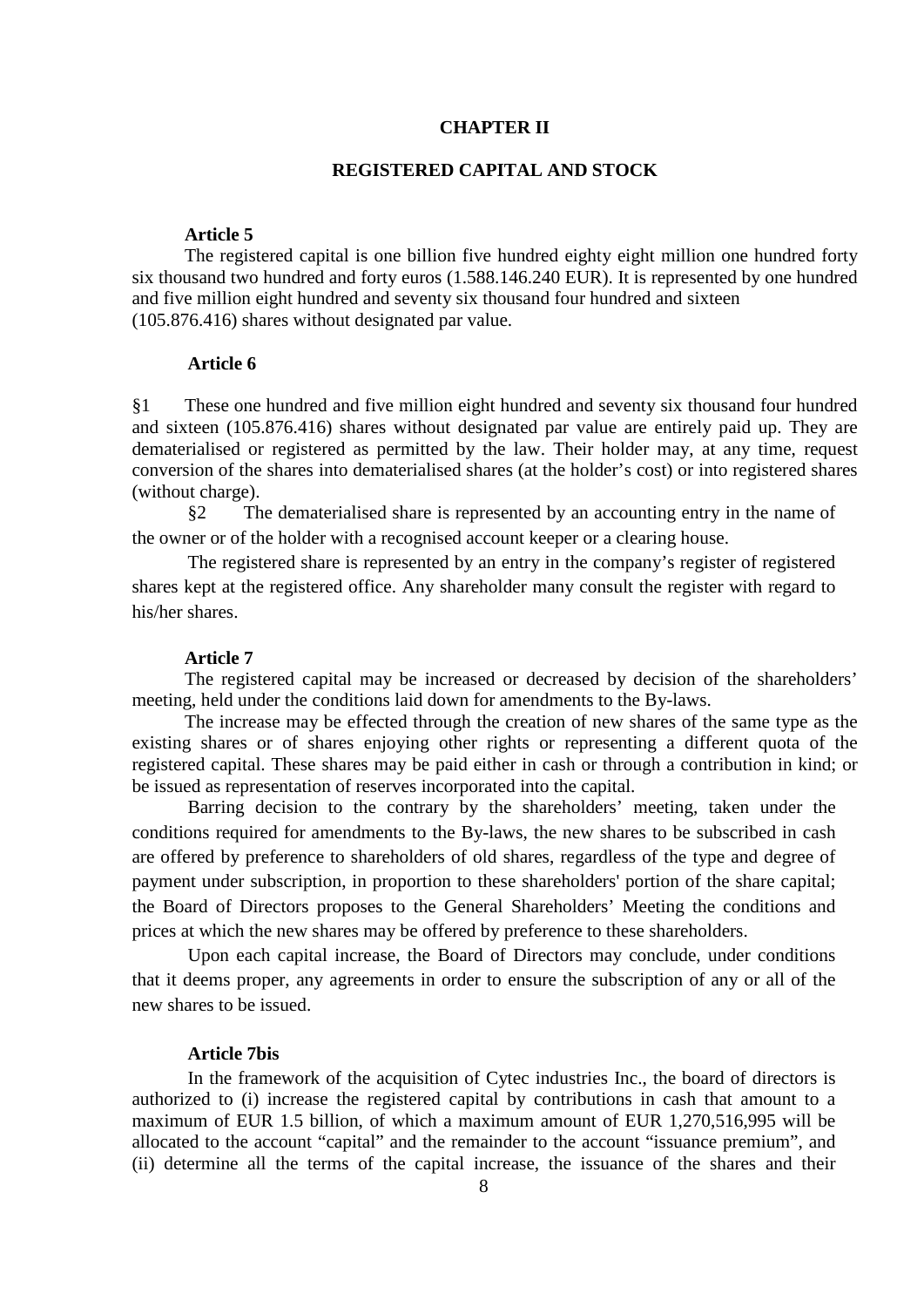## CHAPTER II

## REGISTERED CAPITAL AND STOCK

**Article 5**

The registered capital is one billion five hundred eighty eight million one hundred forty six thousand two hundred and forty euros (1.588.146.240 EUR). It is represented by one hundred and five million eight hundred and seventy six thousand four hundred and sixteen (105.876.416) shares without designated par value.

**Article 6**

§1 These one hundred and five million eight hundred and seventy six thousand four hundred and sixteen (105.876.416) shares without designated par value are entirely paid up. They are dematerialised or registered as permitted by the law. Their holder may, at any time, request conversion of the shares into dematerialised shares (at the holder's cost) or into registered shares (without charge).

§2 The dematerialised share is represented by an accounting entry in the name of the owner or of the holder with a recognised account keeper or a clearing house.

The registered share is represented by an entry in the company's register of registered shares kept at the registered office. Any shareholder many consult the register with regard to his/her shares.

**Article 7**

The registered capital may be increased or decreased by decision of the shareholders' meeting, held under the conditions laid down for amendments to the By-laws.

The increase may be effected through the creation of new shares of the same type as the existing shares or of shares enjoying other rights or representing a different quota of the registered capital. These shares may be paid either in cash or through a contribution in kind; or be issued as representation of reserves incorporated into the capital.

Barring decision to the contrary by the shareholders' meeting, taken under the conditions required for amendments to the By-laws, the new shares to be subscribed in cash are offered by preference to shareholders of old shares, regardless of the type and degree of payment under subscription, in proportion to these shareholders' portion of the share capital; the Board of Directors proposes to the General Shareholders' Meeting the conditions and prices at which the new shares may be offered by preference to these shareholders.

Upon each capital increase, the Board of Directors may conclude, under conditions that it deems proper, any agreements in order to ensure the subscription of any or all of the new shares to be issued.

**Article 7bis**

In the framework of the acquisition of Cytec industries Inc., the board of directors is authorized to (i) increase the registered capital by contributions in cash that amount to a maximum of EUR 1.5 billion, of which a maximum amount of EUR 1,270,516,995 will be allocated to the account "capital" and the remainder to the account "issuance premium", and (ii) determine all the terms of the capital increase, the issuance of the shares and their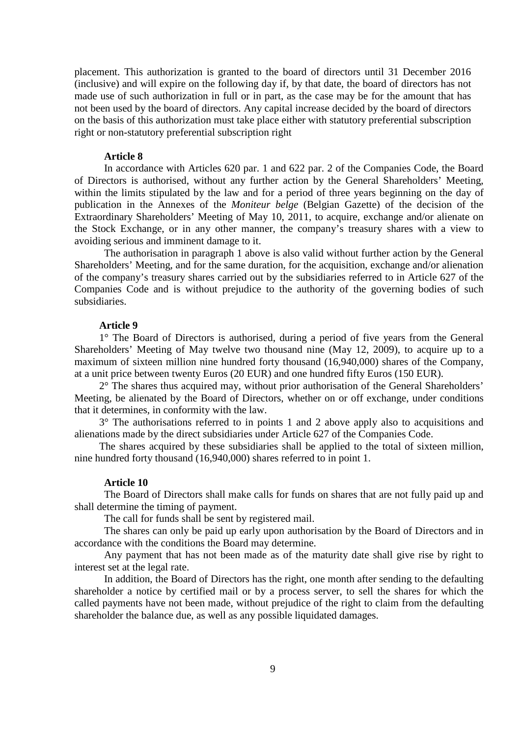placement. This authorization is granted to the board of directors until 31 December 2016 (inclusive) and will expire on the following day if, by that date, the board of directors has not made use of such authorization in full or in part, as the case may be for the amount that has not been used by the board of directors. Any capital increase decided by the board of directors on the basis of this authorization must take place either with statutory preferential subscription right or non-statutory preferential subscription right

**Article 8**

In accordance with Articles 620 par. 1 and 622 par. 2 of the Companies Code, the Board of Directors is authorised, without any further action by the General Shareholders' Meeting, within the limits stipulated by the law and for a period of three years beginning on the day of publication in the Annexes of the *Moniteur belge* (Belgian Gazette) of the decision of the Extraordinary Shareholders' Meeting of May 10, 2011, to acquire, exchange and/or alienate on the Stock Exchange, or in any other manner, the company's treasury shares with a view to avoiding serious and imminent damage to it.

The authorisation in paragraph 1 above is also valid without further action by the General Shareholders' Meeting, and for the same duration, for the acquisition, exchange and/or alienation of the company's treasury shares carried out by the subsidiaries referred to in Article 627 of the Companies Code and is without prejudice to the authority of the governing bodies of such subsidiaries.

**Article 9**

1° The Board of Directors is authorised, during a period of five years from the General Shareholders' Meeting of May twelve two thousand nine (May 12, 2009), to acquire up to a maximum of sixteen million nine hundred forty thousand (16,940,000) shares of the Company, at a unit price between twenty Euros (20 EUR) and one hundred fifty Euros (150 EUR).

2° The shares thus acquired may, without prior authorisation of the General Shareholders' Meeting, be alienated by the Board of Directors, whether on or off exchange, under conditions that it determines, in conformity with the law.

3° The authorisations referred to in points 1 and 2 above apply also to acquisitions and alienations made by the direct subsidiaries under Article 627 of the Companies Code.

The shares acquired by these subsidiaries shall be applied to the total of sixteen million, nine hundred forty thousand (16,940,000) shares referred to in point 1.

**Article 10**

The Board of Directors shall make calls for funds on shares that are not fully paid up and shall determine the timing of payment.

The call for funds shall be sent by registered mail.

The shares can only be paid up early upon authorisation by the Board of Directors and in accordance with the conditions the Board may determine.

Any payment that has not been made as of the maturity date shall give rise by right to interest set at the legal rate.

In addition, the Board of Directors has the right, one month after sending to the defaulting shareholder a notice by certified mail or by a process server, to sell the shares for which the called payments have not been made, without prejudice of the right to claim from the defaulting shareholder the balance due, as well as any possible liquidated damages.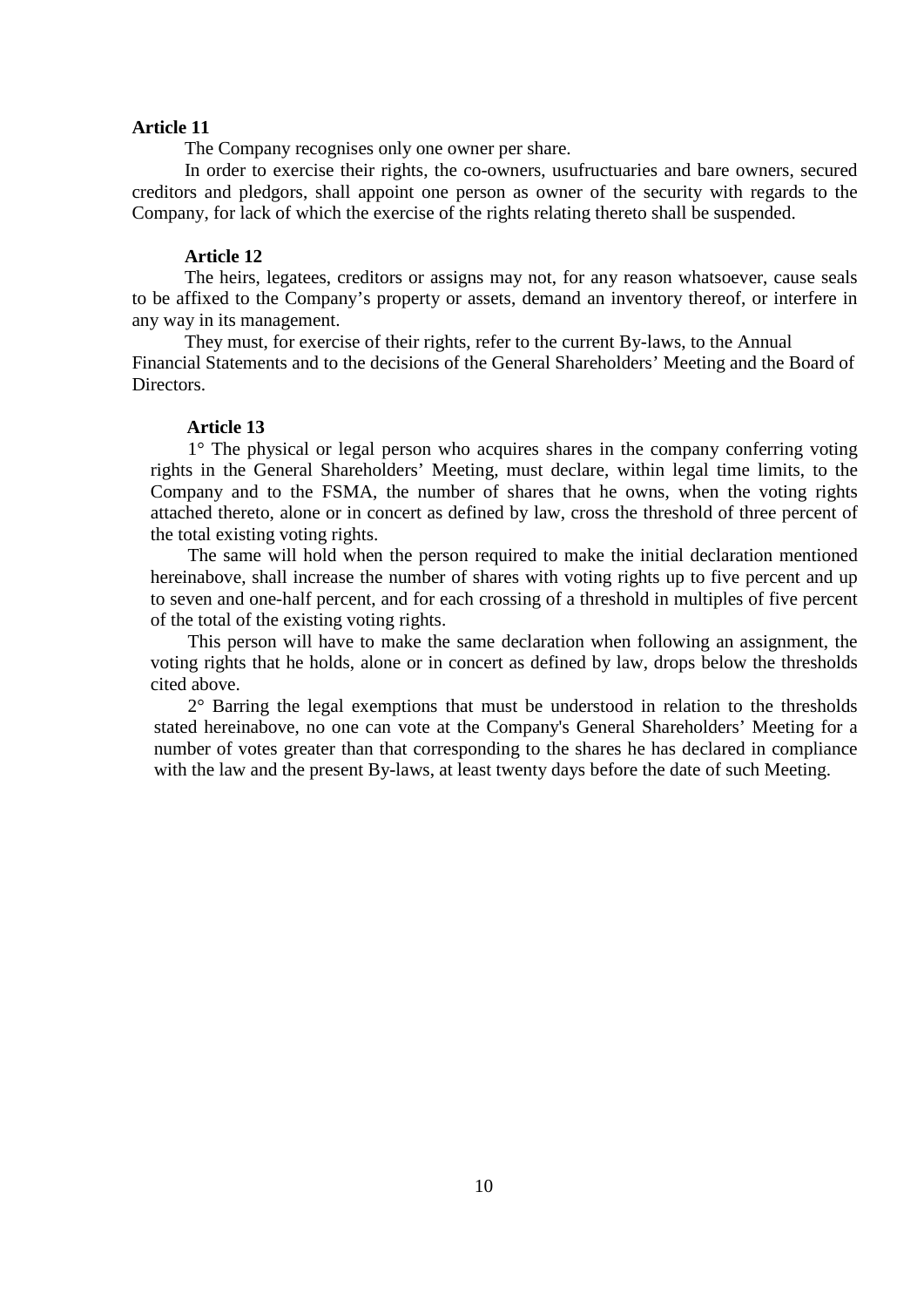**Article 11**

The Company recognises only one owner per share.

In order to exercise their rights, the co-owners, usufructuaries and bare owners, secured creditors and pledgors, shall appoint one person as owner of the security with regards to the Company, for lack of which the exercise of the rights relating thereto shall be suspended.

**Article 12**

The heirs, legatees, creditors or assigns may not, for any reason whatsoever, cause seals to be affixed to the Company's property or assets, demand an inventory thereof, or interfere in any way in its management.

They must, for exercise of their rights, refer to the current By-laws, to the Annual Financial Statements and to the decisions of the General Shareholders' Meeting and the Board of Directors.

**Article 13**

1° The physical or legal person who acquires shares in the company conferring voting rights in the General Shareholders' Meeting, must declare, within legal time limits, to the Company and to the FSMA, the number of shares that he owns, when the voting rights attached thereto, alone or in concert as defined by law, cross the threshold of three percent of the total existing voting rights.

The same will hold when the person required to make the initial declaration mentioned hereinabove, shall increase the number of shares with voting rights up to five percent and up to seven and one-half percent, and for each crossing of a threshold in multiples of five percent of the total of the existing voting rights.

This person will have to make the same declaration when following an assignment, the voting rights that he holds, alone or in concert as defined by law, drops below the thresholds cited above.

2° Barring the legal exemptions that must be understood in relation to the thresholds stated hereinabove, no one can vote at the Company's General Shareholders' Meeting for a number of votes greater than that corresponding to the shares he has declared in compliance with the law and the present By-laws, at least twenty days before the date of such Meeting.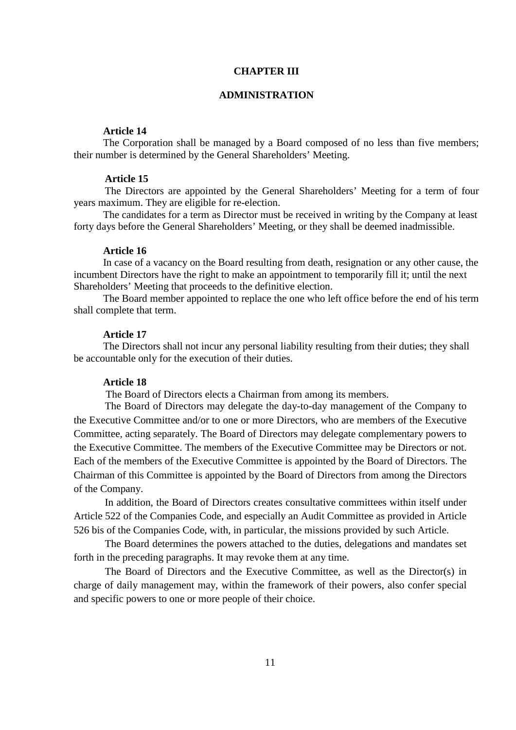# CHAPTER III

## ADMINISTRATION

### Article 14

The Corporation shall be managed by a Board composed of no less than five members; their number is determined by the General Shareholders' Meeting.

### Article 15

The Directors are appointed by the General Shareholders' Meeting for a term of four years maximum. They are eligible for re-election.

The candidates for a term as Director must be received in writing by the Company at least forty days before the General Shareholders' Meeting, or they shall be deemed inadmissible.

### Article 16

In case of a vacancy on the Board resulting from death, resignation or any other cause, the incumbent Directors have the right to make an appointment to temporarily fill it; until the next Shareholders' Meeting that proceeds to the definitive election.

The Board member appointed to replace the one who left office before the end of his term shall complete that term.

### Article 17

The Directors shall not incur any personal liability resulting from their duties; they shall be accountable only for the execution of their duties.

### Article 18

The Board of Directors elects a Chairman from among its members.

The Board of Directors may delegate the day-to-day management of the Company to the Executive Committee and/or to one or more Directors, who are members of the Executive Committee, acting separately. The Board of Directors may delegate complementary powers to the Executive Committee. The members of the Executive Committee may be Directors or not. Each of the members of the Executive Committee is appointed by the Board of Directors. The Chairman of this Committee is appointed by the Board of Directors from among the Directors of the Company.

In addition, the Board of Directors creates consultative committees within itself under Article 522 of the Companies Code, and especially an Audit Committee as provided in Article 526 bis of the Companies Code, with, in particular, the missions provided by such Article.

The Board determines the powers attached to the duties, delegations and mandates set forth in the preceding paragraphs. It may revoke them at any time.

The Board of Directors and the Executive Committee, as well as the Director(s) in charge of daily management may, within the framework of their powers, also confer special and specific powers to one or more people of their choice.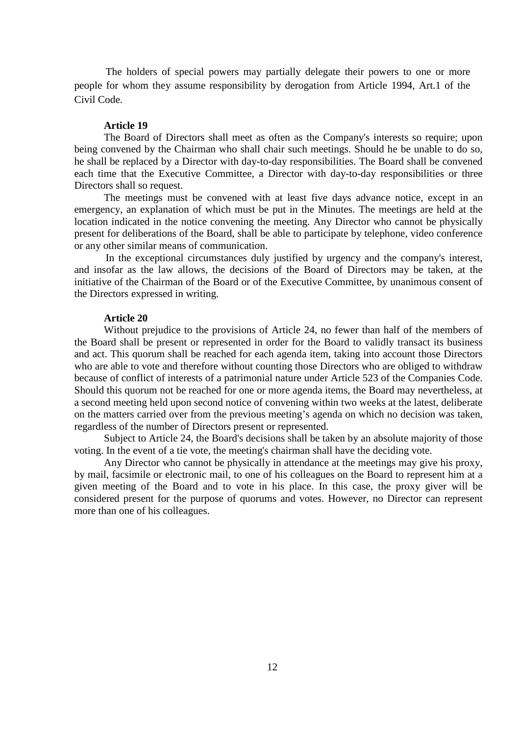The holders of special powers may partially delegate their powers to one or more people for whom they assume responsibility by derogation from Article 1994, Art.1 of the Civil Code.

**Article 19**

The Board of Directors shall meet as often as the Company's interests so require; upon being convened by the Chairman who shall chair such meetings. Should he be unable to do so, he shall be replaced by a Director with day-to-day responsibilities. The Board shall be convened each time that the Executive Committee, a Director with day-to-day responsibilities or three Directors shall so request.

The meetings must be convened with at least five days advance notice, except in an emergency, an explanation of which must be put in the Minutes. The meetings are held at the location indicated in the notice convening the meeting. Any Director who cannot be physically present for deliberations of the Board, shall be able to participate by telephone, video conference or any other similar means of communication.

In the exceptional circumstances duly justified by urgency and the company's interest, and insofar as the law allows, the decisions of the Board of Directors may be taken, at the initiative of the Chairman of the Board or of the Executive Committee, by unanimous consent of the Directors expressed in writing.

**Article 20**

Without prejudice to the provisions of Article 24, no fewer than half of the members of the Board shall be present or represented in order for the Board to validly transact its business and act. This quorum shall be reached for each agenda item, taking into account those Directors who are able to vote and therefore without counting those Directors who are obliged to withdraw because of conflict of interests of a patrimonial nature under Article 523 of the Companies Code. Should this quorum not be reached for one or more agenda items, the Board may nevertheless, at a second meeting held upon second notice of convening within two weeks at the latest, deliberate on the matters carried over from the previous meeting's agenda on which no decision was taken, regardless of the number of Directors present or represented.

Subject to Article 24, the Board's decisions shall be taken by an absolute majority of those voting. In the event of a tie vote, the meeting's chairman shall have the deciding vote.

Any Director who cannot be physically in attendance at the meetings may give his proxy, by mail, facsimile or electronic mail, to one of his colleagues on the Board to represent him at a given meeting of the Board and to vote in his place. In this case, the proxy giver will be considered present for the purpose of quorums and votes. However, no Director can represent more than one of his colleagues.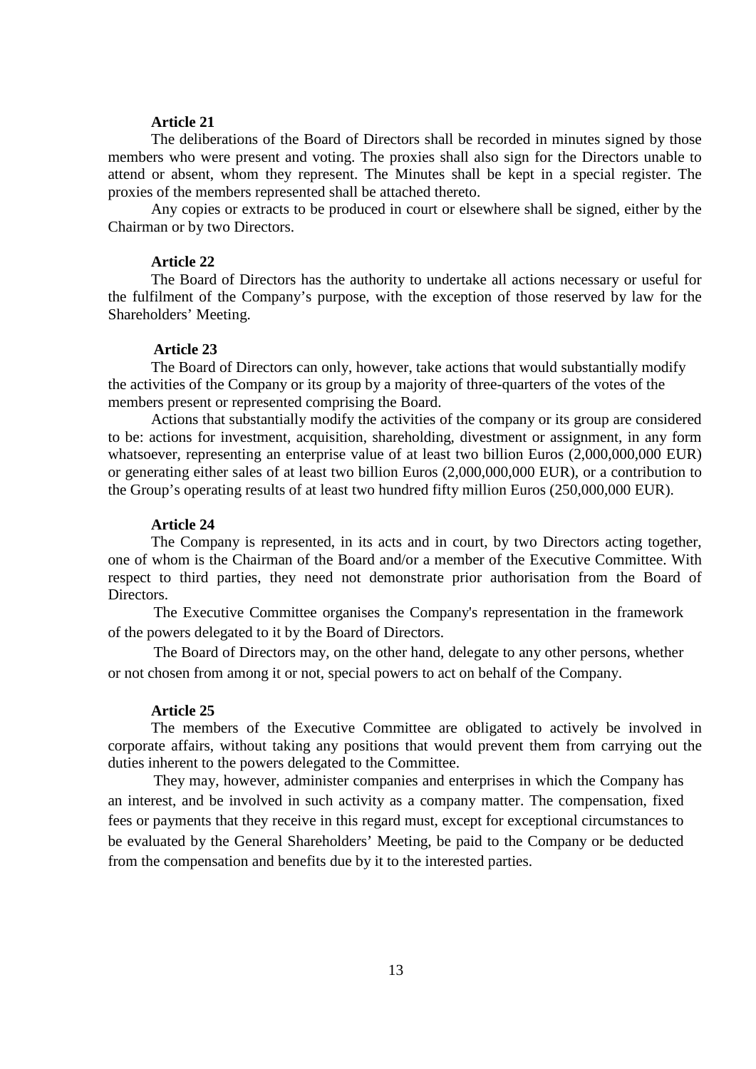**Article 21**

The deliberations of the Board of Directors shall be recorded in minutes signed by those members who were present and voting. The proxies shall also sign for the Directors unable to attend or absent, whom they represent. The Minutes shall be kept in a special register. The proxies of the members represented shall be attached thereto.

Any copies or extracts to be produced in court or elsewhere shall be signed, either by the Chairman or by two Directors.

**Article 22**

The Board of Directors has the authority to undertake all actions necessary or useful for the fulfilment of the Company's purpose, with the exception of those reserved by law for the Shareholders' Meeting.

**Article 23**

The Board of Directors can only, however, take actions that would substantially modify the activities of the Company or its group by a majority of three-quarters of the votes of the members present or represented comprising the Board.

Actions that substantially modify the activities of the company or its group are considered to be: actions for investment, acquisition, shareholding, divestment or assignment, in any form whatsoever, representing an enterprise value of at least two billion Euros (2,000,000,000 EUR) or generating either sales of at least two billion Euros (2,000,000,000 EUR), or a contribution to the Group's operating results of at least two hundred fifty million Euros (250,000,000 EUR).

**Article 24**

The Company is represented, in its acts and in court, by two Directors acting together, one of whom is the Chairman of the Board and/or a member of the Executive Committee. With respect to third parties, they need not demonstrate prior authorisation from the Board of Directors.

The Executive Committee organises the Company's representation in the framework of the powers delegated to it by the Board of Directors.

The Board of Directors may, on the other hand, delegate to any other persons, whether or not chosen from among it or not, special powers to act on behalf of the Company.

**Article 25**

The members of the Executive Committee are obligated to actively be involved in corporate affairs, without taking any positions that would prevent them from carrying out the duties inherent to the powers delegated to the Committee.

They may, however, administer companies and enterprises in which the Company has an interest, and be involved in such activity as a company matter. The compensation, fixed fees or payments that they receive in this regard must, except for exceptional circumstances to be evaluated by the General Shareholders' Meeting, be paid to the Company or be deducted from the compensation and benefits due by it to the interested parties.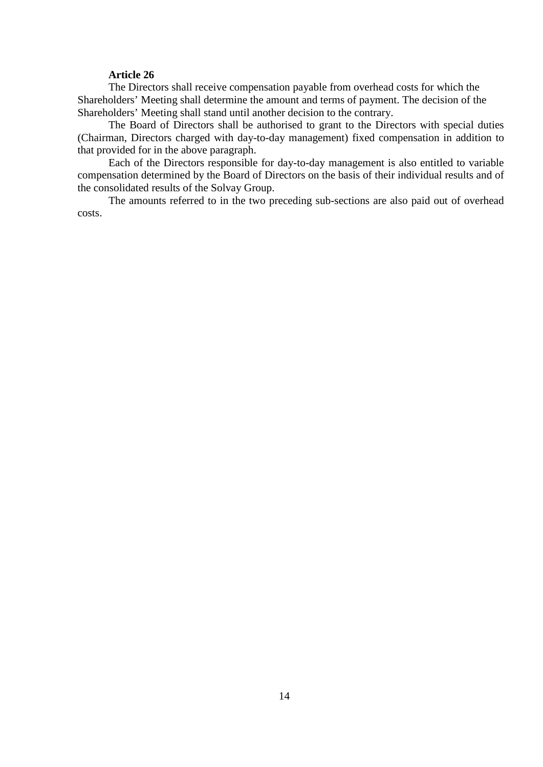**Article 26**

The Directors shall receive compensation payable from overhead costs for which the Shareholders' Meeting shall determine the amount and terms of payment. The decision of the Shareholders' Meeting shall stand until another decision to the contrary.

The Board of Directors shall be authorised to grant to the Directors with special duties (Chairman, Directors charged with day-to-day management) fixed compensation in addition to that provided for in the above paragraph.

Each of the Directors responsible for day-to-day management is also entitled to variable compensation determined by the Board of Directors on the basis of their individual results and of the consolidated results of the Solvay Group.

The amounts referred to in the two preceding sub-sections are also paid out of overhead costs.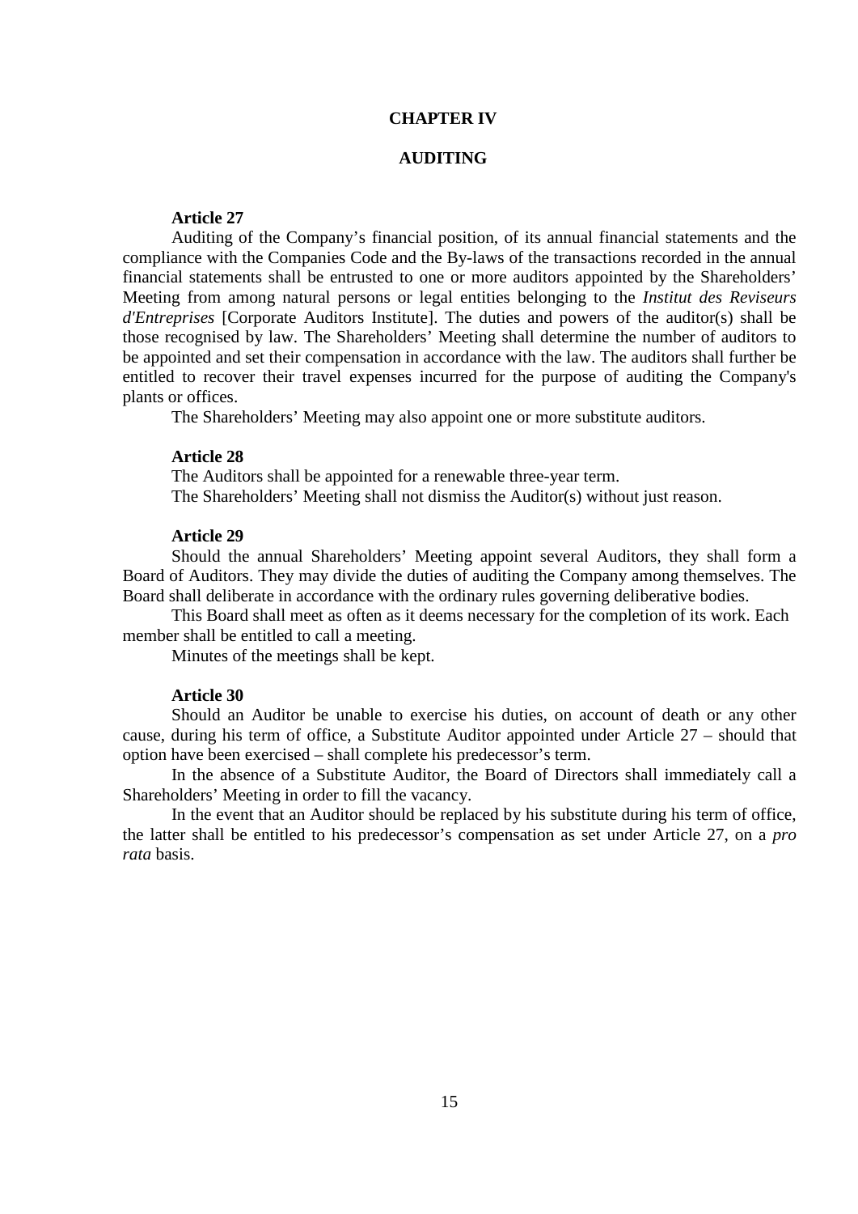# CHAPTER IV

## AUDITING

**Article 27**

Auditing of the Company's financial position, of its annual financial statements and the compliance with the Companies Code and the By-laws of the transactions recorded in the annual financial statements shall be entrusted to one or more auditors appointed by the Shareholders' Meeting from among natural persons or legal entities belonging to the *Institut des Reviseurs d'Entreprises* [Corporate Auditors Institute]. The duties and powers of the auditor(s) shall be those recognised by law. The Shareholders' Meeting shall determine the number of auditors to be appointed and set their compensation in accordance with the law. The auditors shall further be entitled to recover their travel expenses incurred for the purpose of auditing the Company's plants or offices.

The Shareholders' Meeting may also appoint one or more substitute auditors.

**Article 28**

The Auditors shall be appointed for a renewable three-year term.

The Shareholders' Meeting shall not dismiss the Auditor(s) without just reason.

**Article 29**

Should the annual Shareholders' Meeting appoint several Auditors, they shall form a Board of Auditors. They may divide the duties of auditing the Company among themselves. The Board shall deliberate in accordance with the ordinary rules governing deliberative bodies.

This Board shall meet as often as it deems necessary for the completion of its work. Each member shall be entitled to call a meeting.

Minutes of the meetings shall be kept.

**Article 30**

Should an Auditor be unable to exercise his duties, on account of death or any other cause, during his term of office, a Substitute Auditor appointed under Article 27 – should that option have been exercised – shall complete his predecessor's term.

In the absence of a Substitute Auditor, the Board of Directors shall immediately call a Shareholders' Meeting in order to fill the vacancy.

In the event that an Auditor should be replaced by his substitute during his term of office, the latter shall be entitled to his predecessor's compensation as set under Article 27, on a *pro rata* basis.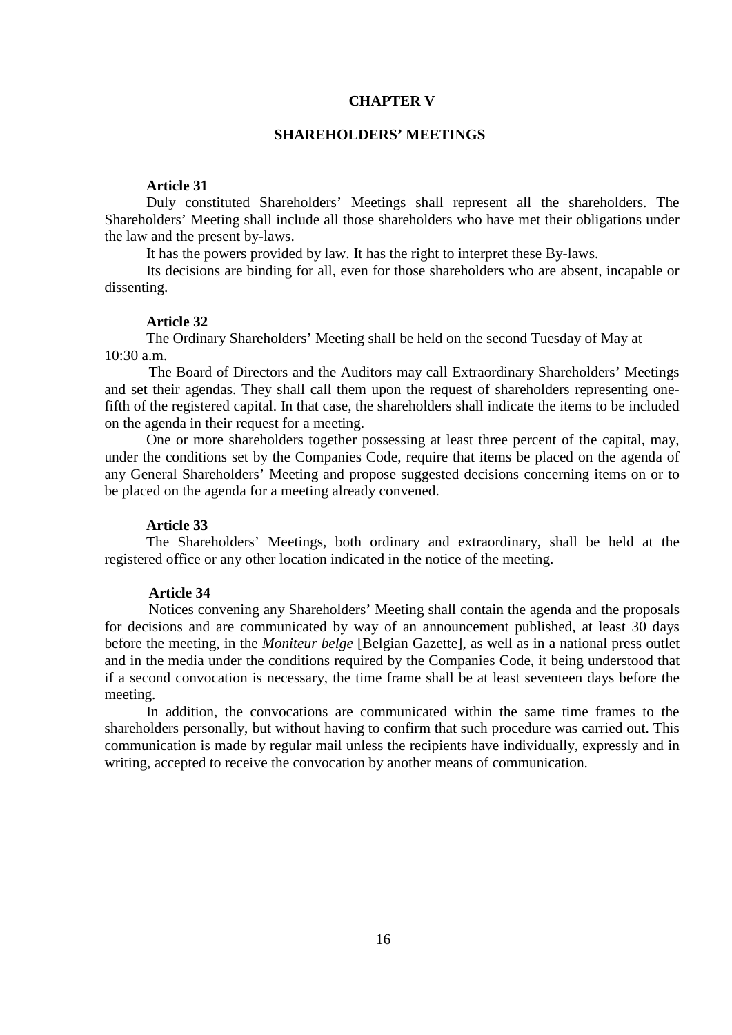# CHAPTER V

## SHAREHOLDERS' MEETINGS

### Article 31

Duly constituted Shareholders' Meetings shall represent all the shareholders. The Shareholders' Meeting shall include all those shareholders who have met their obligations under the law and the present by-laws.

It has the powers provided by law. It has the right to interpret these By-laws.

Its decisions are binding for all, even for those shareholders who are absent, incapable or dissenting.

### Article 32

The Ordinary Shareholders' Meeting shall be held on the second Tuesday of May at 10:30 a.m.

The Board of Directors and the Auditors may call Extraordinary Shareholders' Meetings and set their agendas. They shall call them upon the request of shareholders representing one-fifth of the registered capital. In that case, the shareholders shall indicate the items to be included on the agenda in their request for a meeting.

One or more shareholders together possessing at least three percent of the capital, may, under the conditions set by the Companies Code, require that items be placed on the agenda of any General Shareholders' Meeting and propose suggested decisions concerning items on or to be placed on the agenda for a meeting already convened.

### Article 33

The Shareholders' Meetings, both ordinary and extraordinary, shall be held at the registered office or any other location indicated in the notice of the meeting.

### Article 34

Notices convening any Shareholders' Meeting shall contain the agenda and the proposals for decisions and are communicated by way of an announcement published, at least 30 days before the meeting, in the *Moniteur belge* [Belgian Gazette], as well as in a national press outlet and in the media under the conditions required by the Companies Code, it being understood that if a second convocation is necessary, the time frame shall be at least seventeen days before the meeting.

In addition, the convocations are communicated within the same time frames to the shareholders personally, but without having to confirm that such procedure was carried out. This communication is made by regular mail unless the recipients have individually, expressly and in writing, accepted to receive the convocation by another means of communication.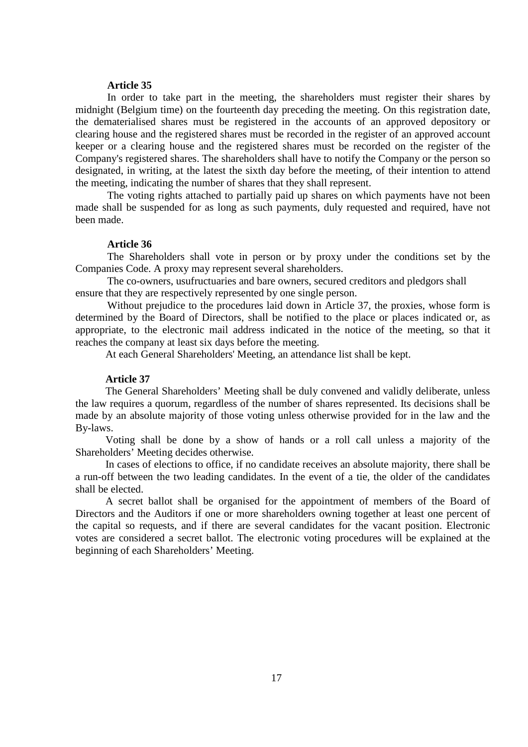**Article 35**

In order to take part in the meeting, the shareholders must register their shares by midnight (Belgium time) on the fourteenth day preceding the meeting. On this registration date, the dematerialised shares must be registered in the accounts of an approved depository or clearing house and the registered shares must be recorded in the register of an approved account keeper or a clearing house and the registered shares must be recorded on the register of the Company's registered shares. The shareholders shall have to notify the Company or the person so designated, in writing, at the latest the sixth day before the meeting, of their intention to attend the meeting, indicating the number of shares that they shall represent.

The voting rights attached to partially paid up shares on which payments have not been made shall be suspended for as long as such payments, duly requested and required, have not been made.

**Article 36**

The Shareholders shall vote in person or by proxy under the conditions set by the Companies Code. A proxy may represent several shareholders.

The co-owners, usufructuaries and bare owners, secured creditors and pledgors shall ensure that they are respectively represented by one single person.

Without prejudice to the procedures laid down in Article 37, the proxies, whose form is determined by the Board of Directors, shall be notified to the place or places indicated or, as appropriate, to the electronic mail address indicated in the notice of the meeting, so that it reaches the company at least six days before the meeting.

At each General Shareholders' Meeting, an attendance list shall be kept.

**Article 37**

The General Shareholders' Meeting shall be duly convened and validly deliberate, unless the law requires a quorum, regardless of the number of shares represented. Its decisions shall be made by an absolute majority of those voting unless otherwise provided for in the law and the By-laws.

Voting shall be done by a show of hands or a roll call unless a majority of the Shareholders' Meeting decides otherwise.

In cases of elections to office, if no candidate receives an absolute majority, there shall be a run-off between the two leading candidates. In the event of a tie, the older of the candidates shall be elected.

A secret ballot shall be organised for the appointment of members of the Board of Directors and the Auditors if one or more shareholders owning together at least one percent of the capital so requests, and if there are several candidates for the vacant position. Electronic votes are considered a secret ballot. The electronic voting procedures will be explained at the beginning of each Shareholders' Meeting.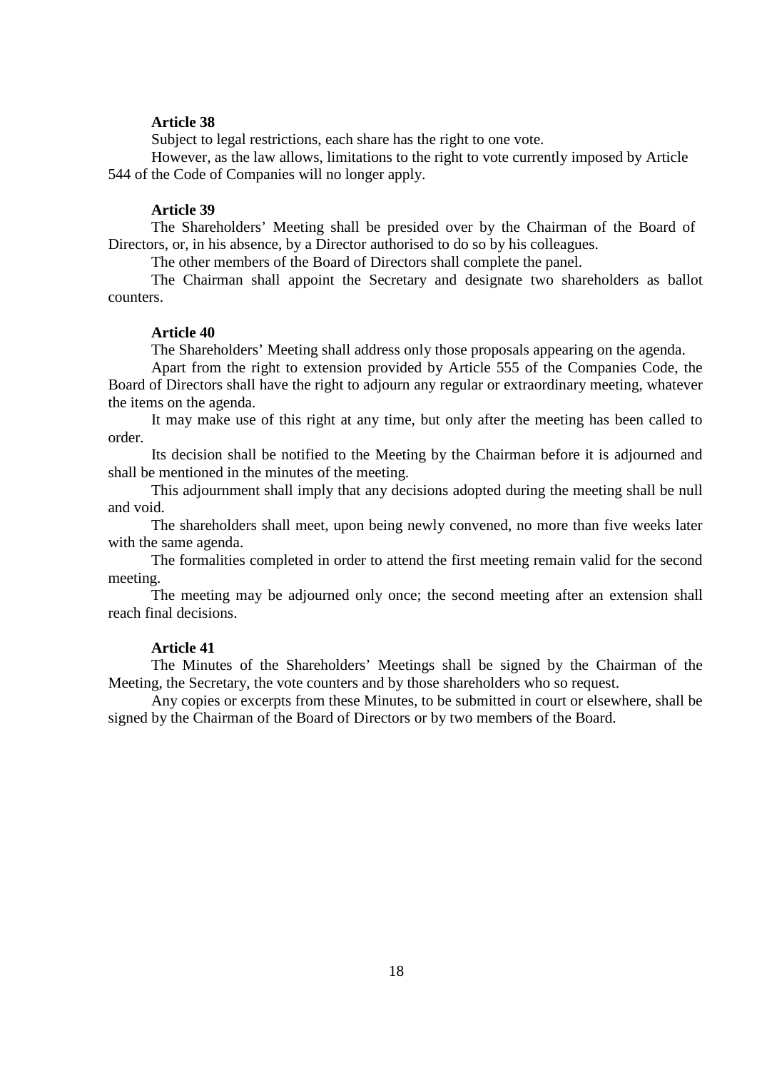**Article 38**

Subject to legal restrictions, each share has the right to one vote.

However, as the law allows, limitations to the right to vote currently imposed by Article 544 of the Code of Companies will no longer apply.

**Article 39**

The Shareholders' Meeting shall be presided over by the Chairman of the Board of Directors, or, in his absence, by a Director authorised to do so by his colleagues.

The other members of the Board of Directors shall complete the panel.

The Chairman shall appoint the Secretary and designate two shareholders as ballot counters.

**Article 40**

The Shareholders' Meeting shall address only those proposals appearing on the agenda.

Apart from the right to extension provided by Article 555 of the Companies Code, the Board of Directors shall have the right to adjourn any regular or extraordinary meeting, whatever the items on the agenda.

It may make use of this right at any time, but only after the meeting has been called to order.

Its decision shall be notified to the Meeting by the Chairman before it is adjourned and shall be mentioned in the minutes of the meeting.

This adjournment shall imply that any decisions adopted during the meeting shall be null and void.

The shareholders shall meet, upon being newly convened, no more than five weeks later with the same agenda.

The formalities completed in order to attend the first meeting remain valid for the second meeting.

The meeting may be adjourned only once; the second meeting after an extension shall reach final decisions.

**Article 41**

The Minutes of the Shareholders' Meetings shall be signed by the Chairman of the Meeting, the Secretary, the vote counters and by those shareholders who so request.

Any copies or excerpts from these Minutes, to be submitted in court or elsewhere, shall be signed by the Chairman of the Board of Directors or by two members of the Board.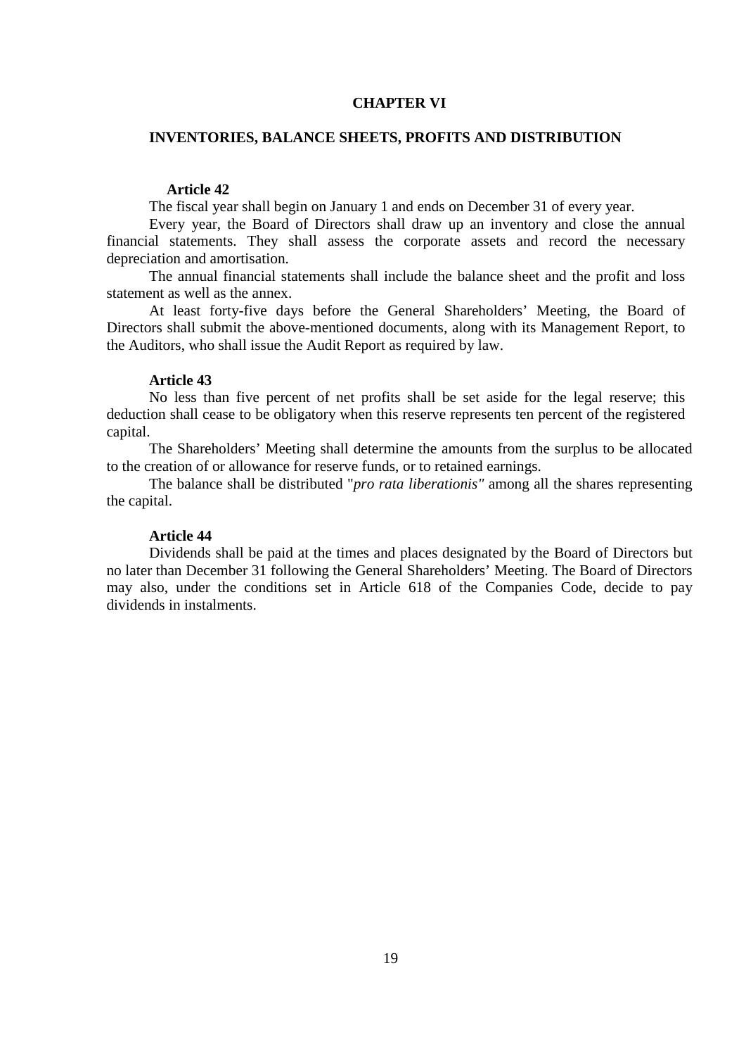# CHAPTER VI

## INVENTORIES, BALANCE SHEETS, PROFITS AND DISTRIBUTION

### Article 42

The fiscal year shall begin on January 1 and ends on December 31 of every year.

Every year, the Board of Directors shall draw up an inventory and close the annual financial statements. They shall assess the corporate assets and record the necessary depreciation and amortisation.

The annual financial statements shall include the balance sheet and the profit and loss statement as well as the annex.

At least forty-five days before the General Shareholders' Meeting, the Board of Directors shall submit the above-mentioned documents, along with its Management Report, to the Auditors, who shall issue the Audit Report as required by law.

### Article 43

No less than five percent of net profits shall be set aside for the legal reserve; this deduction shall cease to be obligatory when this reserve represents ten percent of the registered capital.

The Shareholders' Meeting shall determine the amounts from the surplus to be allocated to the creation of or allowance for reserve funds, or to retained earnings.

The balance shall be distributed "*pro rata liberationis"* among all the shares representing the capital.

### Article 44

Dividends shall be paid at the times and places designated by the Board of Directors but no later than December 31 following the General Shareholders' Meeting. The Board of Directors may also, under the conditions set in Article 618 of the Companies Code, decide to pay dividends in instalments.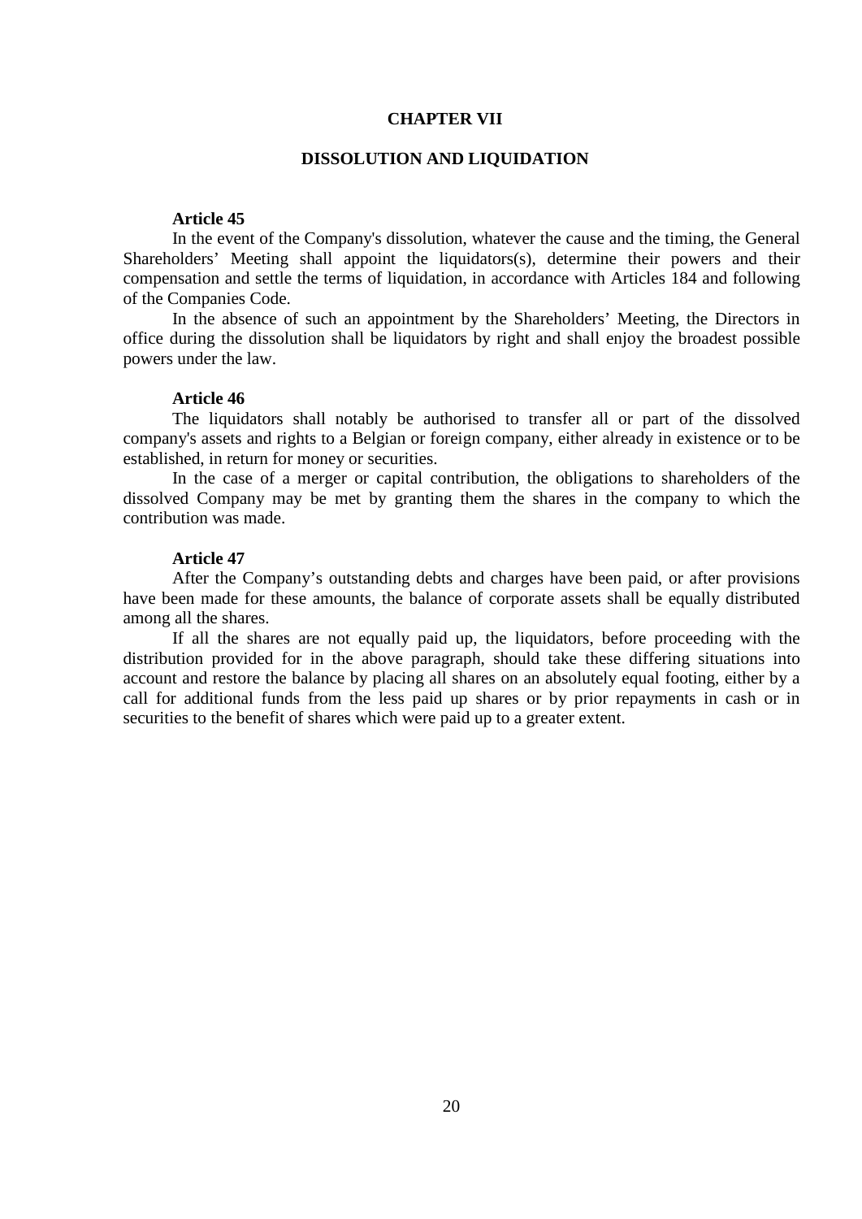## CHAPTER VII

## DISSOLUTION AND LIQUIDATION

### Article 45

In the event of the Company's dissolution, whatever the cause and the timing, the General Shareholders' Meeting shall appoint the liquidators(s), determine their powers and their compensation and settle the terms of liquidation, in accordance with Articles 184 and following of the Companies Code.

In the absence of such an appointment by the Shareholders' Meeting, the Directors in office during the dissolution shall be liquidators by right and shall enjoy the broadest possible powers under the law.

### Article 46

The liquidators shall notably be authorised to transfer all or part of the dissolved company's assets and rights to a Belgian or foreign company, either already in existence or to be established, in return for money or securities.

In the case of a merger or capital contribution, the obligations to shareholders of the dissolved Company may be met by granting them the shares in the company to which the contribution was made.

### Article 47

After the Company's outstanding debts and charges have been paid, or after provisions have been made for these amounts, the balance of corporate assets shall be equally distributed among all the shares.

If all the shares are not equally paid up, the liquidators, before proceeding with the distribution provided for in the above paragraph, should take these differing situations into account and restore the balance by placing all shares on an absolutely equal footing, either by a call for additional funds from the less paid up shares or by prior repayments in cash or in securities to the benefit of shares which were paid up to a greater extent.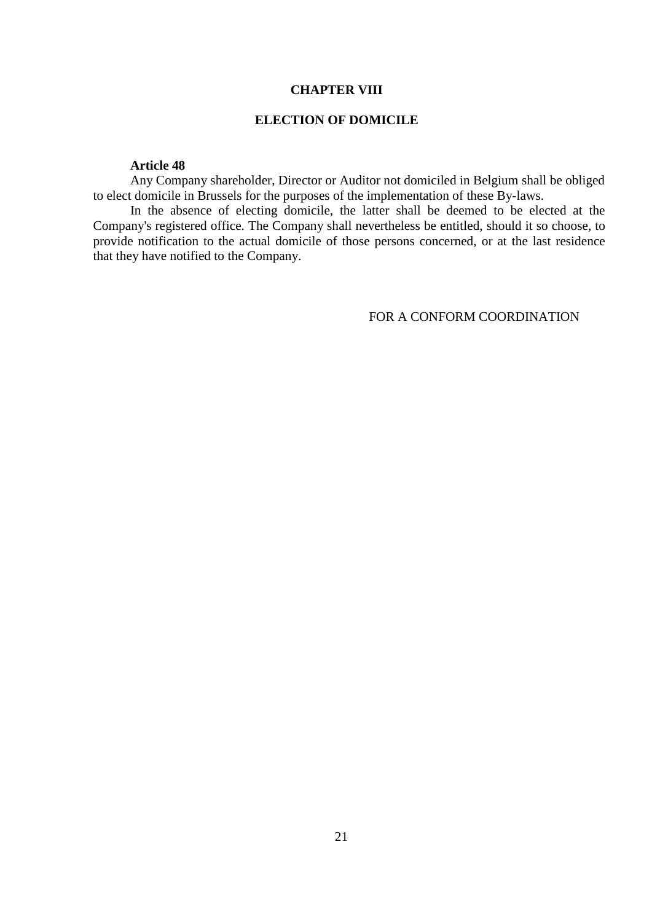## CHAPTER VIII

## ELECTION OF DOMICILE

**Article 48**

Any Company shareholder, Director or Auditor not domiciled in Belgium shall be obliged to elect domicile in Brussels for the purposes of the implementation of these By-laws.

In the absence of electing domicile, the latter shall be deemed to be elected at the Company's registered office. The Company shall nevertheless be entitled, should it so choose, to provide notification to the actual domicile of those persons concerned, or at the last residence that they have notified to the Company.

FOR A CONFORM COORDINATION